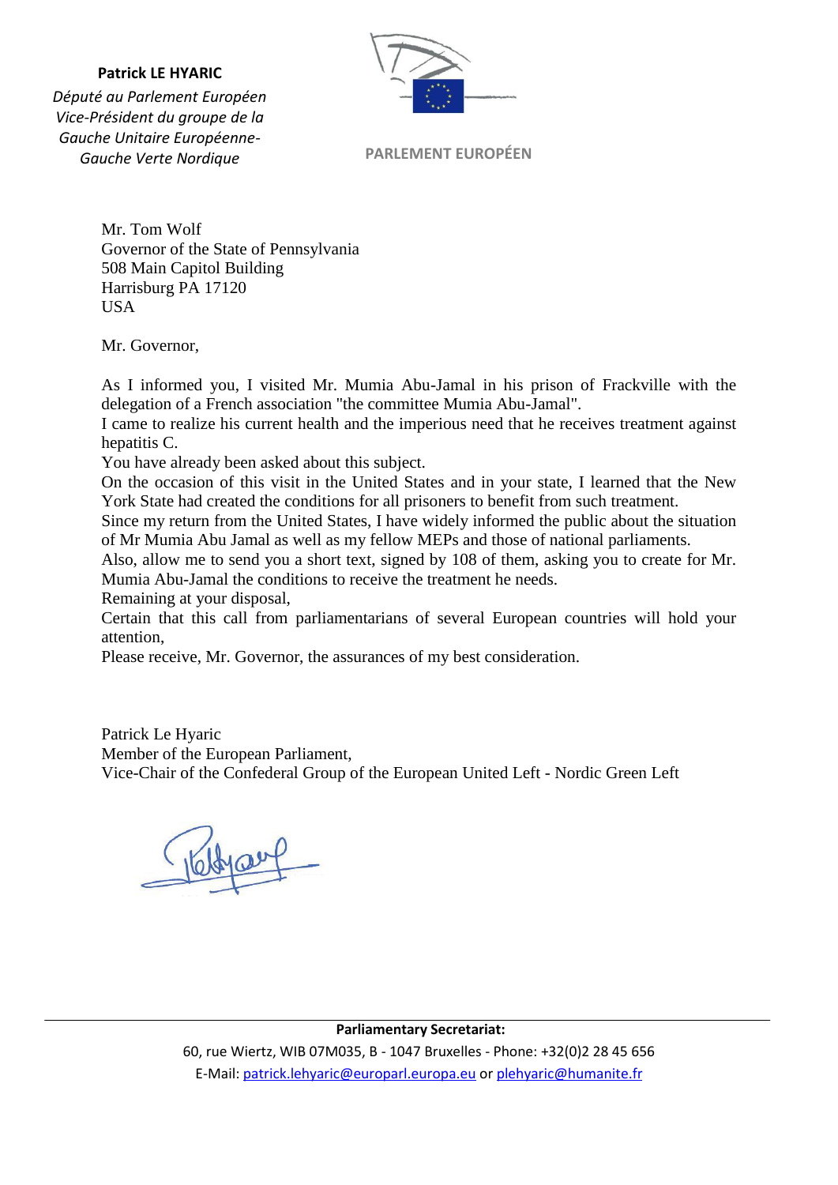**Patrick LE HYARIC**

*Député au Parlement Européen*
*Vice-Président du groupe de la Gauche Unitaire Européenne-Gauche Verte Nordique*

PARLEMENT EUROPÉEN

Mr. Tom Wolf
Governor of the State of Pennsylvania
508 Main Capitol Building
Harrisburg PA 17120
USA

Mr. Governor,

As I informed you, I visited Mr. Mumia Abu-Jamal in his prison of Frackville with the delegation of a French association "the committee Mumia Abu-Jamal".
I came to realize his current health and the imperious need that he receives treatment against hepatitis C.
You have already been asked about this subject.
On the occasion of this visit in the United States and in your state, I learned that the New York State had created the conditions for all prisoners to benefit from such treatment.
Since my return from the United States, I have widely informed the public about the situation of Mr Mumia Abu Jamal as well as my fellow MEPs and those of national parliaments.
Also, allow me to send you a short text, signed by 108 of them, asking you to create for Mr. Mumia Abu-Jamal the conditions to receive the treatment he needs.
Remaining at your disposal,
Certain that this call from parliamentarians of several European countries will hold your attention,
Please receive, Mr. Governor, the assurances of my best consideration.

Patrick Le Hyaric
Member of the European Parliament,
Vice-Chair of the Confederal Group of the European United Left - Nordic Green Left

---

**Parliamentary Secretariat:**
60, rue Wiertz, WIB 07M035, B - 1047 Bruxelles - Phone: +32(0)2 28 45 656
E-Mail: patrick.lehyaric@europarl.europa.eu or plehyaric@humanite.fr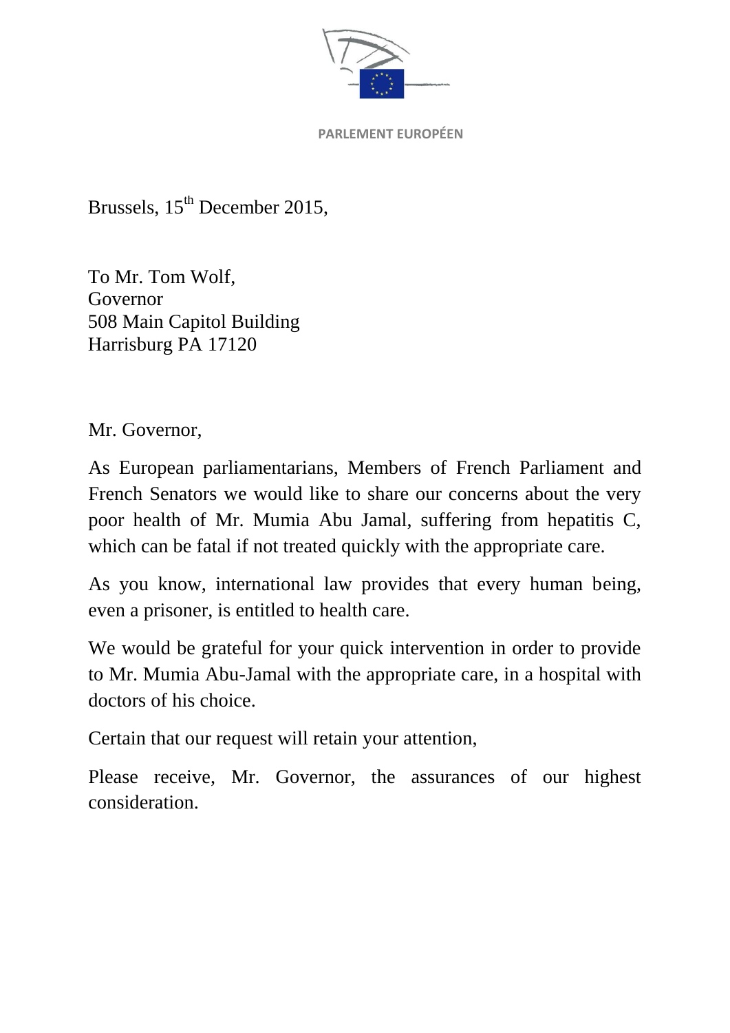PARLEMENT EUROPÉEN

Brussels, 15th December 2015,

To Mr. Tom Wolf,
Governor
508 Main Capitol Building
Harrisburg PA 17120

Mr. Governor,

As European parliamentarians, Members of French Parliament and French Senators we would like to share our concerns about the very poor health of Mr. Mumia Abu Jamal, suffering from hepatitis C, which can be fatal if not treated quickly with the appropriate care.

As you know, international law provides that every human being, even a prisoner, is entitled to health care.

We would be grateful for your quick intervention in order to provide to Mr. Mumia Abu-Jamal with the appropriate care, in a hospital with doctors of his choice.

Certain that our request will retain your attention,

Please receive, Mr. Governor, the assurances of our highest consideration.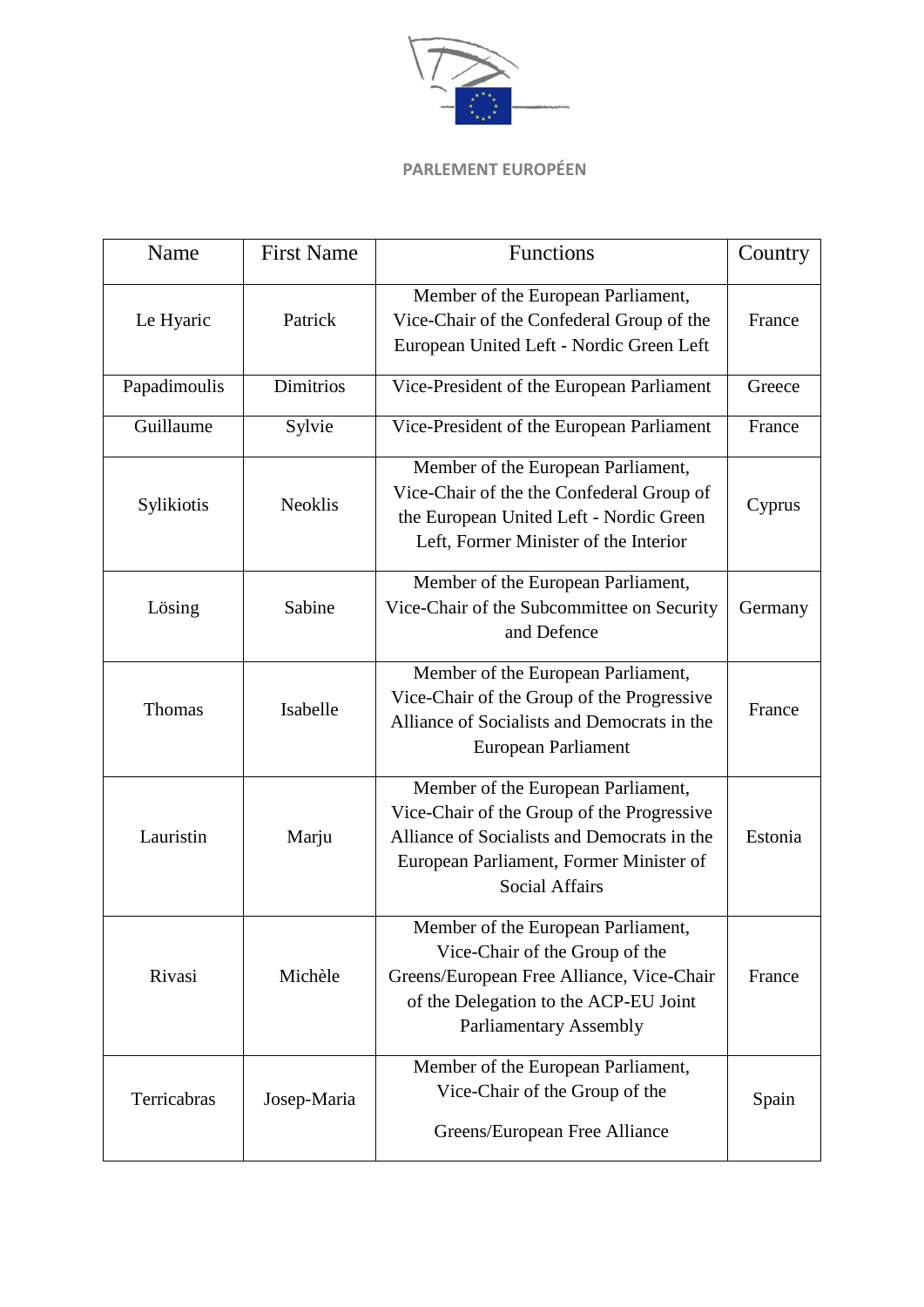PARLEMENT EUROPÉEN

| Name | First Name | Functions | Country |
|---|---|---|---|
| Le Hyaric | Patrick | Member of the European Parliament, Vice-Chair of the Confederal Group of the European United Left - Nordic Green Left | France |
| Papadimoulis | Dimitrios | Vice-President of the European Parliament | Greece |
| Guillaume | Sylvie | Vice-President of the European Parliament | France |
| Sylikiotis | Neoklis | Member of the European Parliament, Vice-Chair of the the Confederal Group of the European United Left - Nordic Green Left, Former Minister of the Interior | Cyprus |
| Lösing | Sabine | Member of the European Parliament, Vice-Chair of the Subcommittee on Security and Defence | Germany |
| Thomas | Isabelle | Member of the European Parliament, Vice-Chair of the Group of the Progressive Alliance of Socialists and Democrats in the European Parliament | France |
| Lauristin | Marju | Member of the European Parliament, Vice-Chair of the Group of the Progressive Alliance of Socialists and Democrats in the European Parliament, Former Minister of Social Affairs | Estonia |
| Rivasi | Michèle | Member of the European Parliament, Vice-Chair of the Group of the Greens/European Free Alliance, Vice-Chair of the Delegation to the ACP-EU Joint Parliamentary Assembly | France |
| Terricabras | Josep-Maria | Member of the European Parliament, Vice-Chair of the Group of the Greens/European Free Alliance | Spain |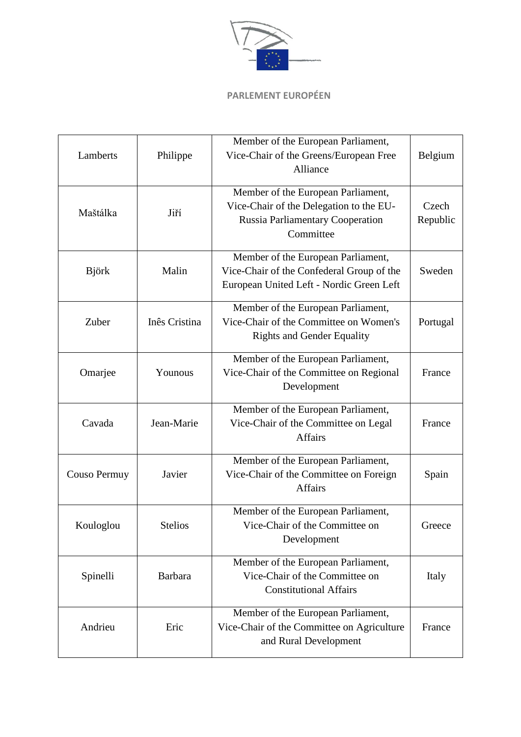| | | | |
|---|---|---|---|
| Lamberts | Philippe | Member of the European Parliament, Vice-Chair of the Greens/European Free Alliance | Belgium |
| Maštálka | Jiří | Member of the European Parliament, Vice-Chair of the Delegation to the EU-Russia Parliamentary Cooperation Committee | Czech Republic |
| Björk | Malin | Member of the European Parliament, Vice-Chair of the Confederal Group of the European United Left - Nordic Green Left | Sweden |
| Zuber | Inês Cristina | Member of the European Parliament, Vice-Chair of the Committee on Women's Rights and Gender Equality | Portugal |
| Omarjee | Younous | Member of the European Parliament, Vice-Chair of the Committee on Regional Development | France |
| Cavada | Jean-Marie | Member of the European Parliament, Vice-Chair of the Committee on Legal Affairs | France |
| Couso Permuy | Javier | Member of the European Parliament, Vice-Chair of the Committee on Foreign Affairs | Spain |
| Kouloglou | Stelios | Member of the European Parliament, Vice-Chair of the Committee on Development | Greece |
| Spinelli | Barbara | Member of the European Parliament, Vice-Chair of the Committee on Constitutional Affairs | Italy |
| Andrieu | Eric | Member of the European Parliament, Vice-Chair of the Committee on Agriculture and Rural Development | France |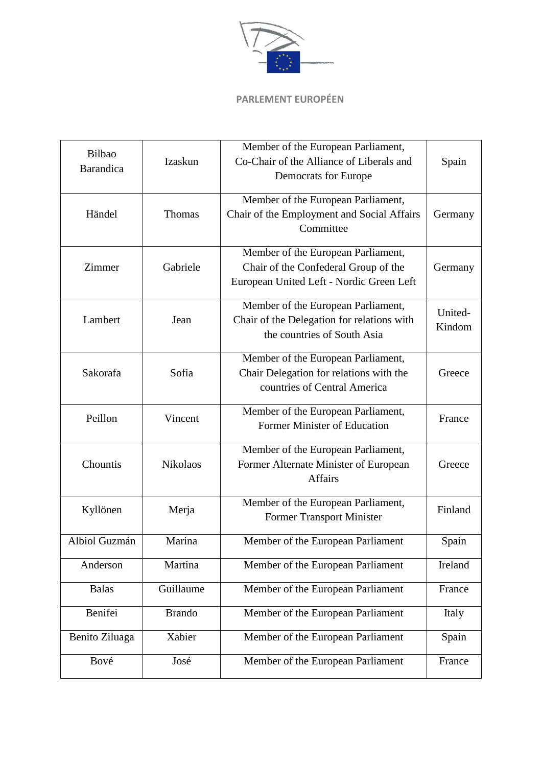PARLEMENT EUROPÉEN

| Bilbao Barandica | Izaskun | Member of the European Parliament, Co-Chair of the Alliance of Liberals and Democrats for Europe | Spain |
|---|---|---|---|
| Händel | Thomas | Member of the European Parliament, Chair of the Employment and Social Affairs Committee | Germany |
| Zimmer | Gabriele | Member of the European Parliament, Chair of the Confederal Group of the European United Left - Nordic Green Left | Germany |
| Lambert | Jean | Member of the European Parliament, Chair of the Delegation for relations with the countries of South Asia | United-Kindom |
| Sakorafa | Sofia | Member of the European Parliament, Chair Delegation for relations with the countries of Central America | Greece |
| Peillon | Vincent | Member of the European Parliament, Former Minister of Education | France |
| Chountis | Nikolaos | Member of the European Parliament, Former Alternate Minister of European Affairs | Greece |
| Kyllönen | Merja | Member of the European Parliament, Former Transport Minister | Finland |
| Albiol Guzmán | Marina | Member of the European Parliament | Spain |
| Anderson | Martina | Member of the European Parliament | Ireland |
| Balas | Guillaume | Member of the European Parliament | France |
| Benifei | Brando | Member of the European Parliament | Italy |
| Benito Ziluaga | Xabier | Member of the European Parliament | Spain |
| Bové | José | Member of the European Parliament | France |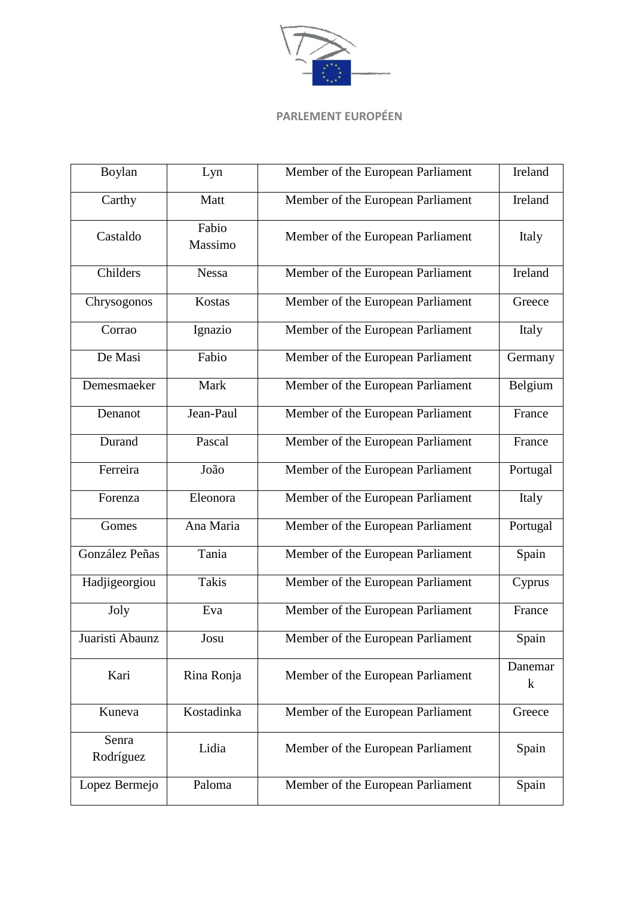| Boylan | Lyn | Member of the European Parliament | Ireland |
| --- | --- | --- | --- |
| Carthy | Matt | Member of the European Parliament | Ireland |
| Castaldo | Fabio Massimo | Member of the European Parliament | Italy |
| Childers | Nessa | Member of the European Parliament | Ireland |
| Chrysogonos | Kostas | Member of the European Parliament | Greece |
| Corrao | Ignazio | Member of the European Parliament | Italy |
| De Masi | Fabio | Member of the European Parliament | Germany |
| Demesmaeker | Mark | Member of the European Parliament | Belgium |
| Denanot | Jean-Paul | Member of the European Parliament | France |
| Durand | Pascal | Member of the European Parliament | France |
| Ferreira | João | Member of the European Parliament | Portugal |
| Forenza | Eleonora | Member of the European Parliament | Italy |
| Gomes | Ana Maria | Member of the European Parliament | Portugal |
| González Peñas | Tania | Member of the European Parliament | Spain |
| Hadjigeorgiou | Takis | Member of the European Parliament | Cyprus |
| Joly | Eva | Member of the European Parliament | France |
| Juaristi Abaunz | Josu | Member of the European Parliament | Spain |
| Kari | Rina Ronja | Member of the European Parliament | Danemark |
| Kuneva | Kostadinka | Member of the European Parliament | Greece |
| Senra Rodríguez | Lidia | Member of the European Parliament | Spain |
| Lopez Bermejo | Paloma | Member of the European Parliament | Spain |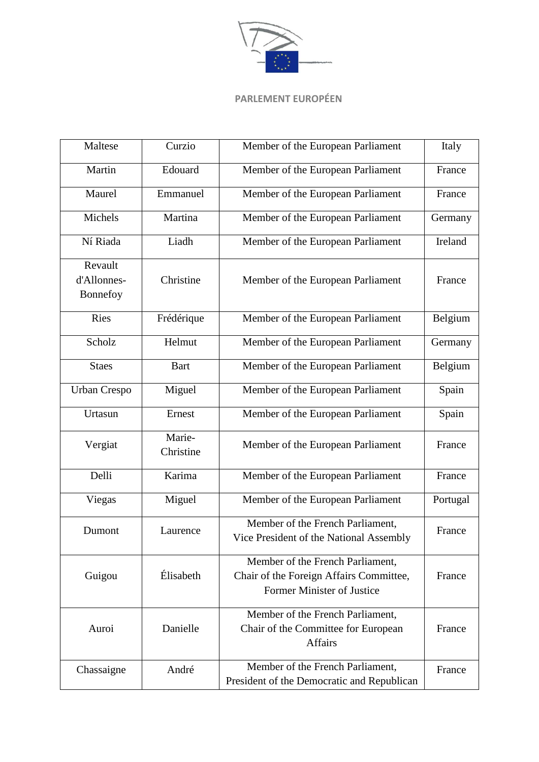PARLEMENT EUROPÉEN

| Maltese | Curzio | Member of the European Parliament | Italy |
|---|---|---|---|
| Martin | Edouard | Member of the European Parliament | France |
| Maurel | Emmanuel | Member of the European Parliament | France |
| Michels | Martina | Member of the European Parliament | Germany |
| Ní Riada | Liadh | Member of the European Parliament | Ireland |
| Revault d'Allonnes-Bonnefoy | Christine | Member of the European Parliament | France |
| Ries | Frédérique | Member of the European Parliament | Belgium |
| Scholz | Helmut | Member of the European Parliament | Germany |
| Staes | Bart | Member of the European Parliament | Belgium |
| Urban Crespo | Miguel | Member of the European Parliament | Spain |
| Urtasun | Ernest | Member of the European Parliament | Spain |
| Vergiat | Marie-Christine | Member of the European Parliament | France |
| Delli | Karima | Member of the European Parliament | France |
| Viegas | Miguel | Member of the European Parliament | Portugal |
| Dumont | Laurence | Member of the French Parliament, Vice President of the National Assembly | France |
| Guigou | Élisabeth | Member of the French Parliament, Chair of the Foreign Affairs Committee, Former Minister of Justice | France |
| Auroi | Danielle | Member of the French Parliament, Chair of the Committee for European Affairs | France |
| Chassaigne | André | Member of the French Parliament, President of the Democratic and Republican | France |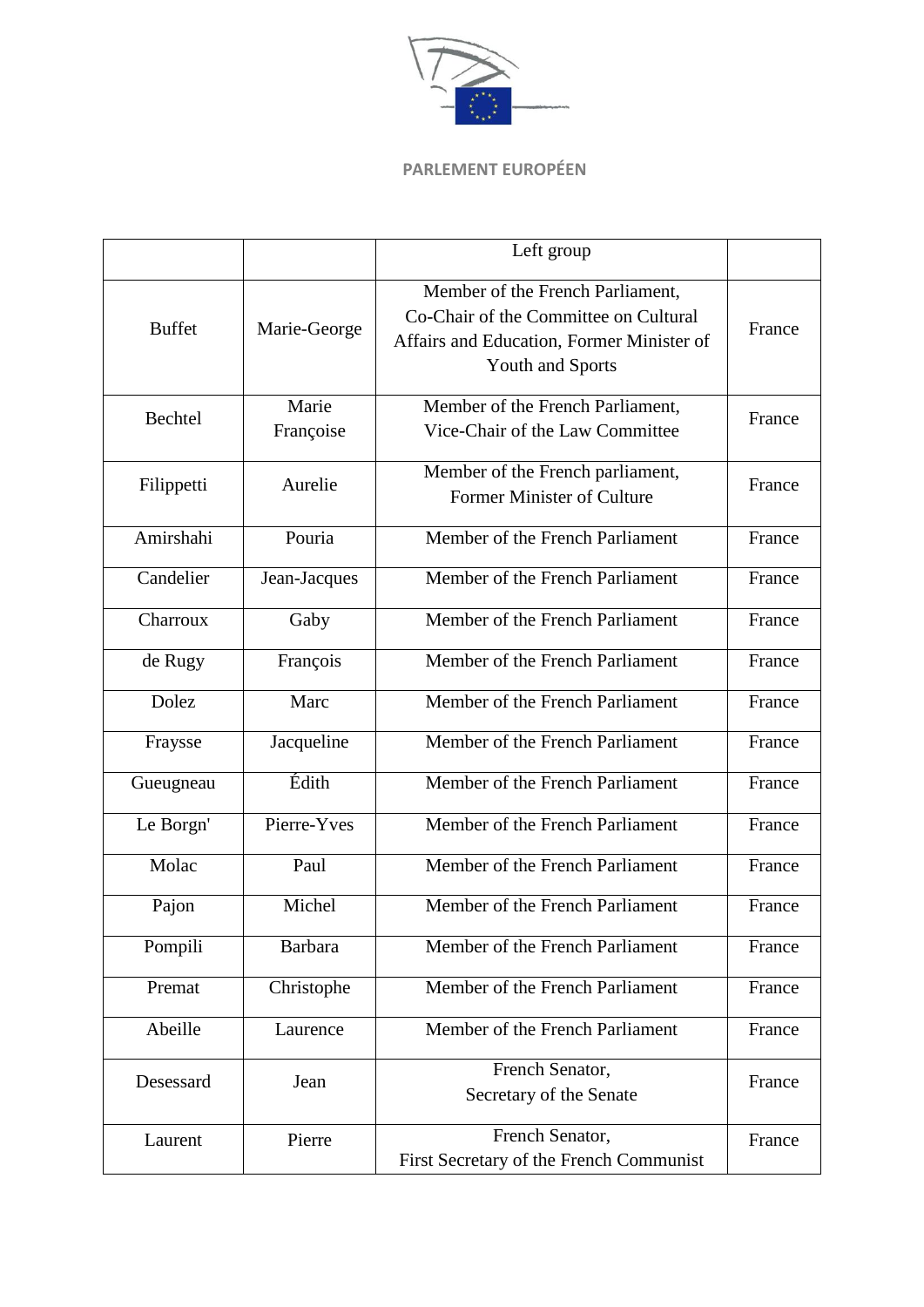PARLEMENT EUROPÉEN

| | | Left group | |
|---|---|---|---|
| Buffet | Marie-George | Member of the French Parliament, Co-Chair of the Committee on Cultural Affairs and Education, Former Minister of Youth and Sports | France |
| Bechtel | Marie Françoise | Member of the French Parliament, Vice-Chair of the Law Committee | France |
| Filippetti | Aurelie | Member of the French parliament, Former Minister of Culture | France |
| Amirshahi | Pouria | Member of the French Parliament | France |
| Candelier | Jean-Jacques | Member of the French Parliament | France |
| Charroux | Gaby | Member of the French Parliament | France |
| de Rugy | François | Member of the French Parliament | France |
| Dolez | Marc | Member of the French Parliament | France |
| Fraysse | Jacqueline | Member of the French Parliament | France |
| Gueugneau | Édith | Member of the French Parliament | France |
| Le Borgn' | Pierre-Yves | Member of the French Parliament | France |
| Molac | Paul | Member of the French Parliament | France |
| Pajon | Michel | Member of the French Parliament | France |
| Pompili | Barbara | Member of the French Parliament | France |
| Premat | Christophe | Member of the French Parliament | France |
| Abeille | Laurence | Member of the French Parliament | France |
| Desessard | Jean | French Senator, Secretary of the Senate | France |
| Laurent | Pierre | French Senator, First Secretary of the French Communist | France |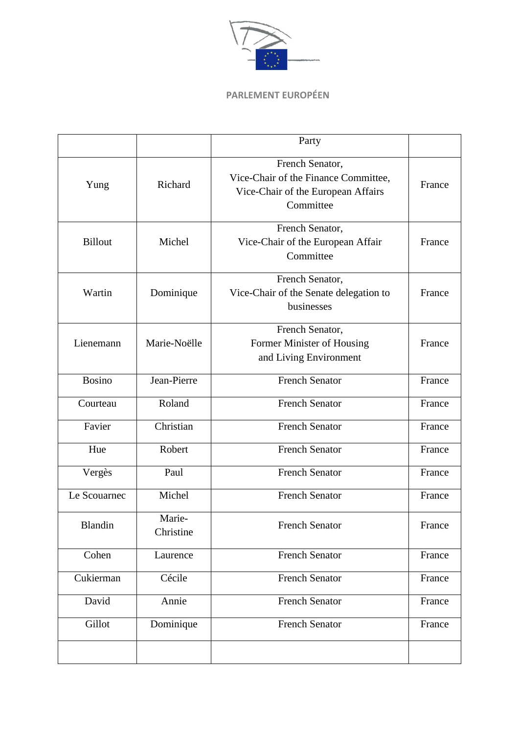PARLEMENT EUROPÉEN

| | | Party | |
|---|---|---|---|
| Yung | Richard | French Senator, Vice-Chair of the Finance Committee, Vice-Chair of the European Affairs Committee | France |
| Billout | Michel | French Senator, Vice-Chair of the European Affair Committee | France |
| Wartin | Dominique | French Senator, Vice-Chair of the Senate delegation to businesses | France |
| Lienemann | Marie-Noëlle | French Senator, Former Minister of Housing and Living Environment | France |
| Bosino | Jean-Pierre | French Senator | France |
| Courteau | Roland | French Senator | France |
| Favier | Christian | French Senator | France |
| Hue | Robert | French Senator | France |
| Vergès | Paul | French Senator | France |
| Le Scouarnec | Michel | French Senator | France |
| Blandin | Marie-Christine | French Senator | France |
| Cohen | Laurence | French Senator | France |
| Cukierman | Cécile | French Senator | France |
| David | Annie | French Senator | France |
| Gillot | Dominique | French Senator | France |
| | | | |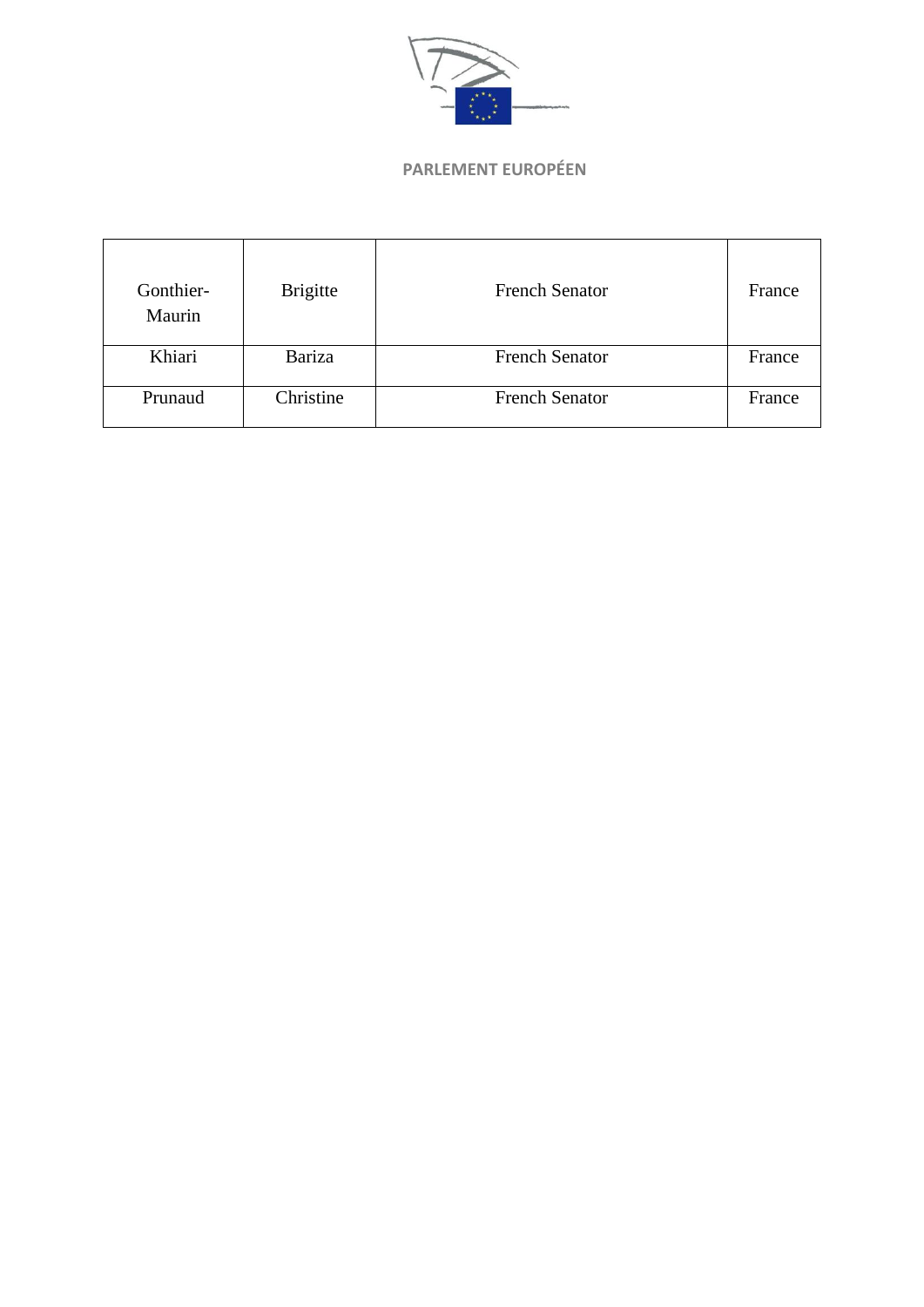PARLEMENT EUROPÉEN

| | | | |
|---|---|---|---|
| Gonthier-Maurin | Brigitte | French Senator | France |
| Khiari | Bariza | French Senator | France |
| Prunaud | Christine | French Senator | France |